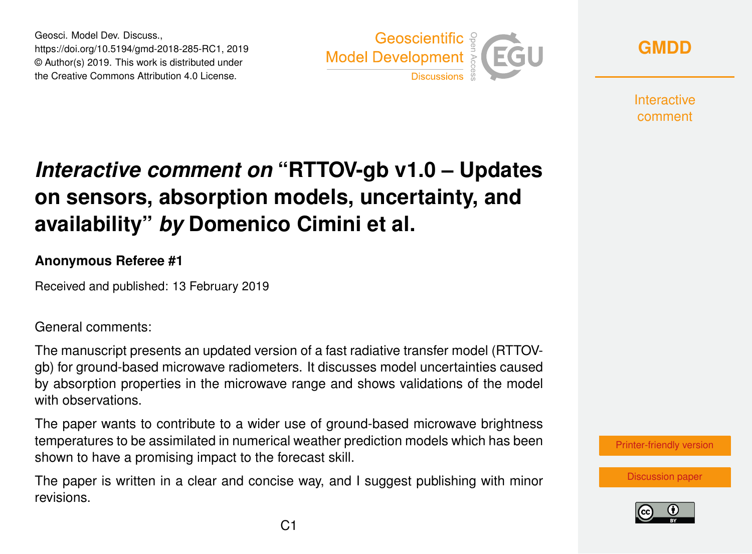# *Interactive comment on* "RTTOV-gb v1.0 – Updates on sensors, absorption models, uncertainty, and availability" *by* Domenico Cimini et al.

**Anonymous Referee #1**

Received and published: 13 February 2019

General comments:

The manuscript presents an updated version of a fast radiative transfer model (RTTOV-gb) for ground-based microwave radiometers. It discusses model uncertainties caused by absorption properties in the microwave range and shows validations of the model with observations.

The paper wants to contribute to a wider use of ground-based microwave brightness temperatures to be assimilated in numerical weather prediction models which has been shown to have a promising impact to the forecast skill.

The paper is written in a clear and concise way, and I suggest publishing with minor revisions.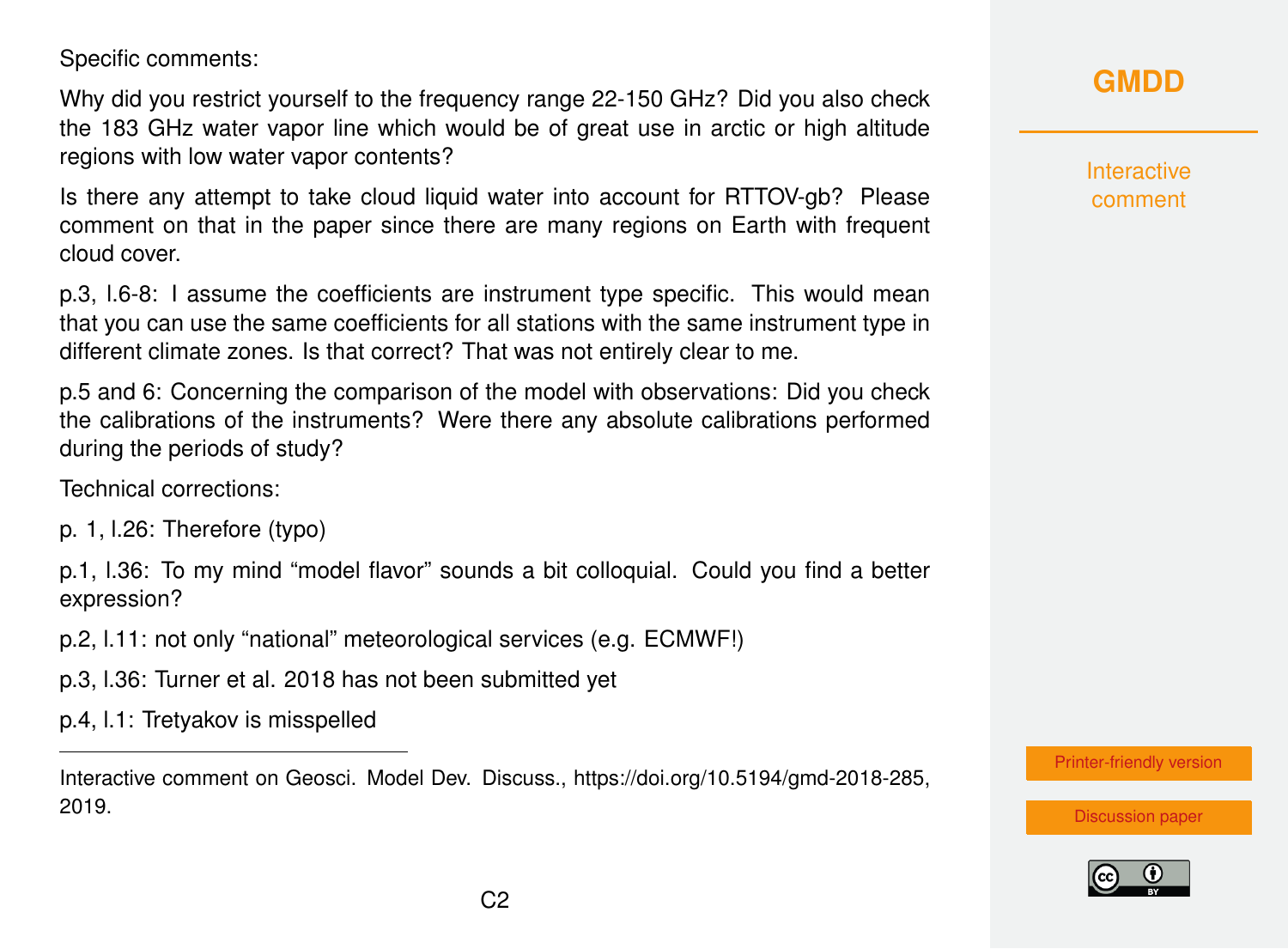Specific comments:

Why did you restrict yourself to the frequency range 22-150 GHz? Did you also check the 183 GHz water vapor line which would be of great use in arctic or high altitude regions with low water vapor contents?

Is there any attempt to take cloud liquid water into account for RTTOV-gb? Please comment on that in the paper since there are many regions on Earth with frequent cloud cover.

p.3, l.6-8: I assume the coefficients are instrument type specific. This would mean that you can use the same coefficients for all stations with the same instrument type in different climate zones. Is that correct? That was not entirely clear to me.

p.5 and 6: Concerning the comparison of the model with observations: Did you check the calibrations of the instruments? Were there any absolute calibrations performed during the periods of study?

Technical corrections:

p. 1, l.26: Therefore (typo)

p.1, l.36: To my mind "model flavor" sounds a bit colloquial. Could you find a better expression?

p.2, l.11: not only "national" meteorological services (e.g. ECMWF!)

p.3, l.36: Turner et al. 2018 has not been submitted yet

p.4, l.1: Tretyakov is misspelled

---

Interactive comment on Geosci. Model Dev. Discuss., https://doi.org/10.5194/gmd-2018-285, 2019.